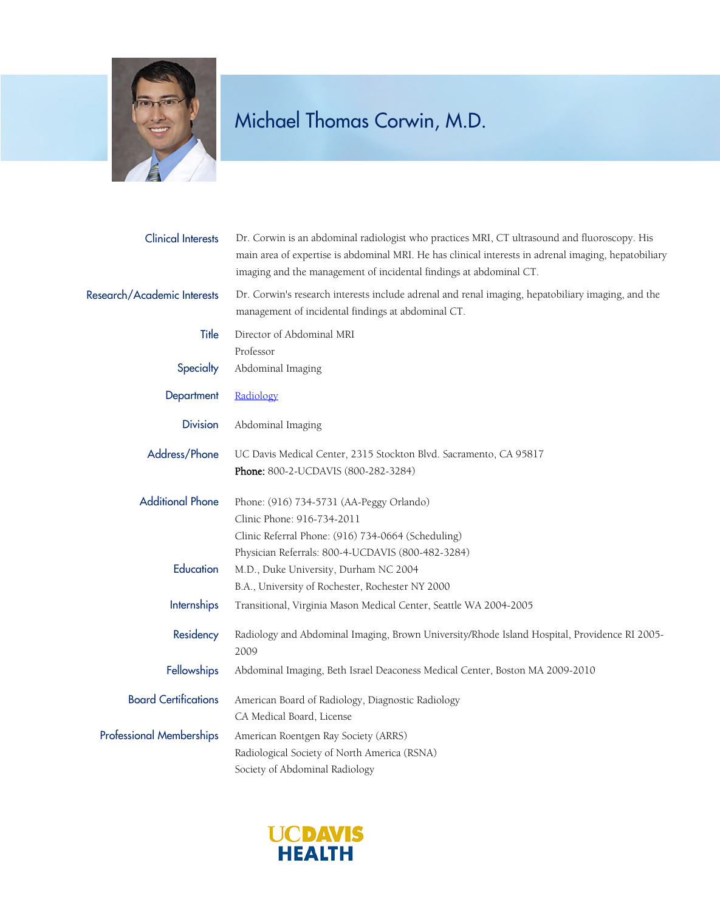# Michael Thomas Corwin, M.D.

| | |
|---|---|
| Clinical Interests | Dr. Corwin is an abdominal radiologist who practices MRI, CT ultrasound and fluoroscopy. His main area of expertise is abdominal MRI. He has clinical interests in adrenal imaging, hepatobiliary imaging and the management of incidental findings at abdominal CT. |
| Research/Academic Interests | Dr. Corwin's research interests include adrenal and renal imaging, hepatobiliary imaging, and the management of incidental findings at abdominal CT. |
| Title | Director of Abdominal MRI<br>Professor |
| Specialty | Abdominal Imaging |
| Department | [Radiology] |
| Division | Abdominal Imaging |
| Address/Phone | UC Davis Medical Center, 2315 Stockton Blvd. Sacramento, CA 95817<br>**Phone:** 800-2-UCDAVIS (800-282-3284) |
| Additional Phone | Phone: (916) 734-5731 (AA-Peggy Orlando)<br>Clinic Phone: 916-734-2011<br>Clinic Referral Phone: (916) 734-0664 (Scheduling)<br>Physician Referrals: 800-4-UCDAVIS (800-482-3284) |
| Education | M.D., Duke University, Durham NC 2004<br>B.A., University of Rochester, Rochester NY 2000 |
| Internships | Transitional, Virginia Mason Medical Center, Seattle WA 2004-2005 |
| Residency | Radiology and Abdominal Imaging, Brown University/Rhode Island Hospital, Providence RI 2005-2009 |
| Fellowships | Abdominal Imaging, Beth Israel Deaconess Medical Center, Boston MA 2009-2010 |
| Board Certifications | American Board of Radiology, Diagnostic Radiology<br>CA Medical Board, License |
| Professional Memberships | American Roentgen Ray Society (ARRS)<br>Radiological Society of North America (RSNA)<br>Society of Abdominal Radiology |

UC DAVIS HEALTH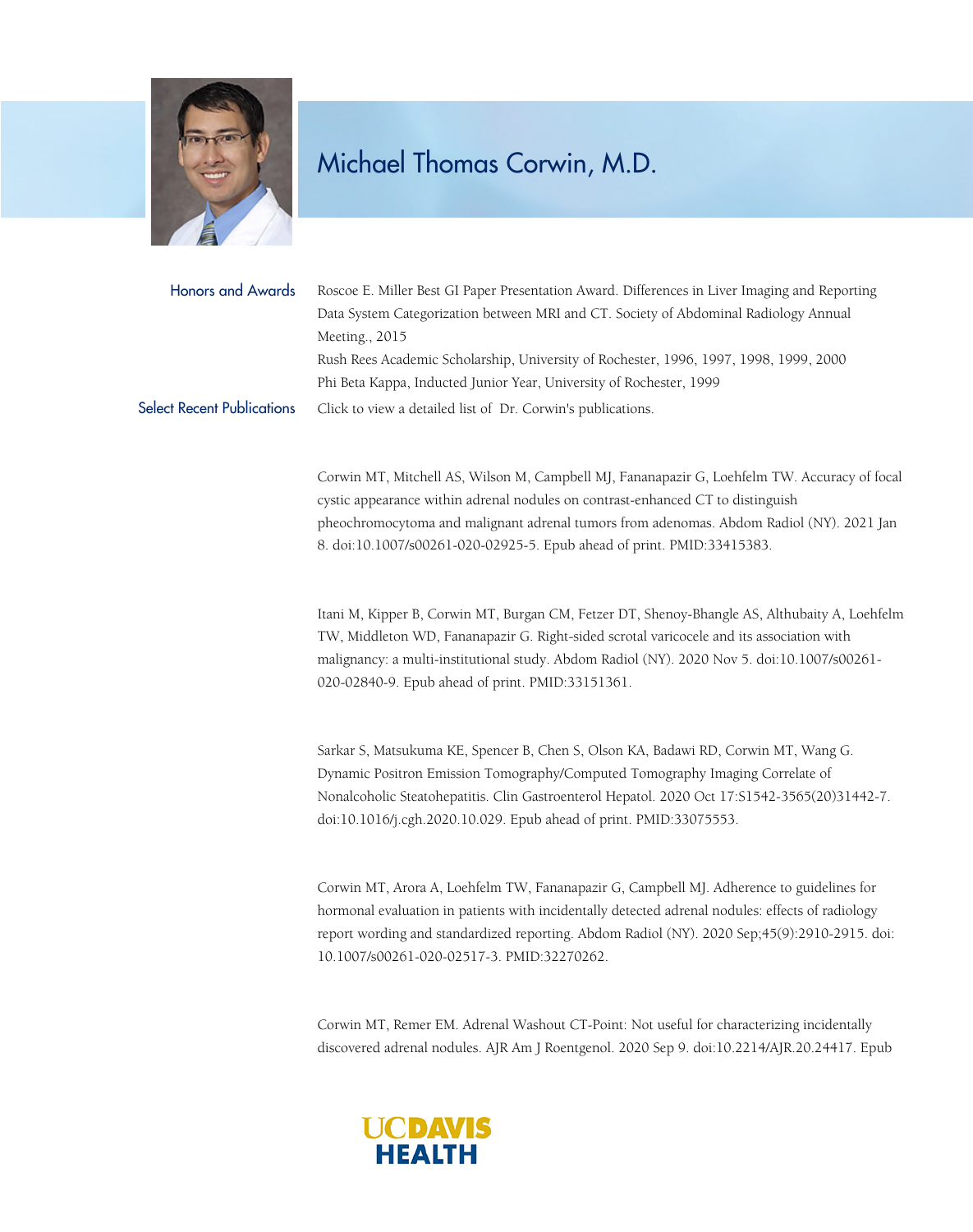# Michael Thomas Corwin, M.D.

## Honors and Awards

Roscoe E. Miller Best GI Paper Presentation Award. Differences in Liver Imaging and Reporting Data System Categorization between MRI and CT. Society of Abdominal Radiology Annual Meeting., 2015

Rush Rees Academic Scholarship, University of Rochester, 1996, 1997, 1998, 1999, 2000

Phi Beta Kappa, Inducted Junior Year, University of Rochester, 1999

## Select Recent Publications

Click to view a detailed list of Dr. Corwin's publications.

Corwin MT, Mitchell AS, Wilson M, Campbell MJ, Fananapazir G, Loehfelm TW. Accuracy of focal cystic appearance within adrenal nodules on contrast-enhanced CT to distinguish pheochromocytoma and malignant adrenal tumors from adenomas. Abdom Radiol (NY). 2021 Jan 8. doi:10.1007/s00261-020-02925-5. Epub ahead of print. PMID:33415383.

Itani M, Kipper B, Corwin MT, Burgan CM, Fetzer DT, Shenoy-Bhangle AS, Althubaity A, Loehfelm TW, Middleton WD, Fananapazir G. Right-sided scrotal varicocele and its association with malignancy: a multi-institutional study. Abdom Radiol (NY). 2020 Nov 5. doi:10.1007/s00261-020-02840-9. Epub ahead of print. PMID:33151361.

Sarkar S, Matsukuma KE, Spencer B, Chen S, Olson KA, Badawi RD, Corwin MT, Wang G. Dynamic Positron Emission Tomography/Computed Tomography Imaging Correlate of Nonalcoholic Steatohepatitis. Clin Gastroenterol Hepatol. 2020 Oct 17:S1542-3565(20)31442-7. doi:10.1016/j.cgh.2020.10.029. Epub ahead of print. PMID:33075553.

Corwin MT, Arora A, Loehfelm TW, Fananapazir G, Campbell MJ. Adherence to guidelines for hormonal evaluation in patients with incidentally detected adrenal nodules: effects of radiology report wording and standardized reporting. Abdom Radiol (NY). 2020 Sep;45(9):2910-2915. doi: 10.1007/s00261-020-02517-3. PMID:32270262.

Corwin MT, Remer EM. Adrenal Washout CT-Point: Not useful for characterizing incidentally discovered adrenal nodules. AJR Am J Roentgenol. 2020 Sep 9. doi:10.2214/AJR.20.24417. Epub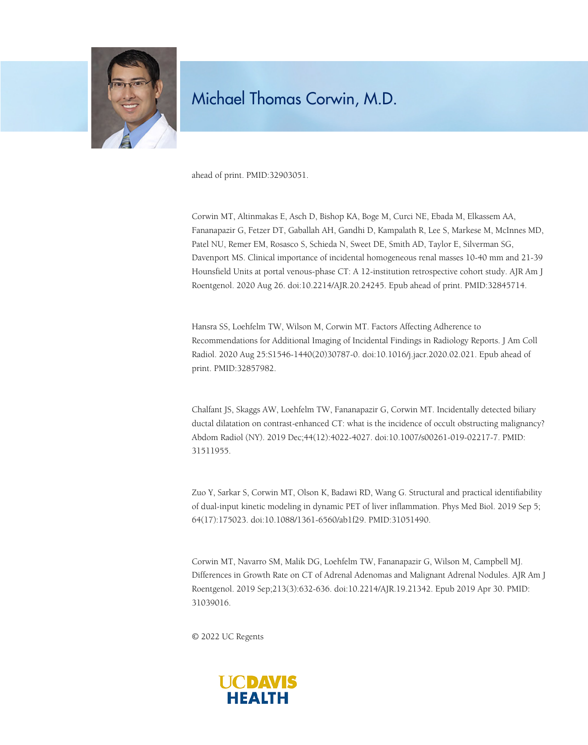# Michael Thomas Corwin, M.D.

ahead of print. PMID:32903051.

Corwin MT, Altinmakas E, Asch D, Bishop KA, Boge M, Curci NE, Ebada M, Elkassem AA, Fananapazir G, Fetzer DT, Gaballah AH, Gandhi D, Kampalath R, Lee S, Markese M, McInnes MD, Patel NU, Remer EM, Rosasco S, Schieda N, Sweet DE, Smith AD, Taylor E, Silverman SG, Davenport MS. Clinical importance of incidental homogeneous renal masses 10-40 mm and 21-39 Hounsfield Units at portal venous-phase CT: A 12-institution retrospective cohort study. AJR Am J Roentgenol. 2020 Aug 26. doi:10.2214/AJR.20.24245. Epub ahead of print. PMID:32845714.

Hansra SS, Loehfelm TW, Wilson M, Corwin MT. Factors Affecting Adherence to Recommendations for Additional Imaging of Incidental Findings in Radiology Reports. J Am Coll Radiol. 2020 Aug 25:S1546-1440(20)30787-0. doi:10.1016/j.jacr.2020.02.021. Epub ahead of print. PMID:32857982.

Chalfant JS, Skaggs AW, Loehfelm TW, Fananapazir G, Corwin MT. Incidentally detected biliary ductal dilatation on contrast-enhanced CT: what is the incidence of occult obstructing malignancy? Abdom Radiol (NY). 2019 Dec;44(12):4022-4027. doi:10.1007/s00261-019-02217-7. PMID: 31511955.

Zuo Y, Sarkar S, Corwin MT, Olson K, Badawi RD, Wang G. Structural and practical identifiability of dual-input kinetic modeling in dynamic PET of liver inflammation. Phys Med Biol. 2019 Sep 5; 64(17):175023. doi:10.1088/1361-6560/ab1f29. PMID:31051490.

Corwin MT, Navarro SM, Malik DG, Loehfelm TW, Fananapazir G, Wilson M, Campbell MJ. Differences in Growth Rate on CT of Adrenal Adenomas and Malignant Adrenal Nodules. AJR Am J Roentgenol. 2019 Sep;213(3):632-636. doi:10.2214/AJR.19.21342. Epub 2019 Apr 30. PMID: 31039016.

© 2022 UC Regents

UC DAVIS HEALTH